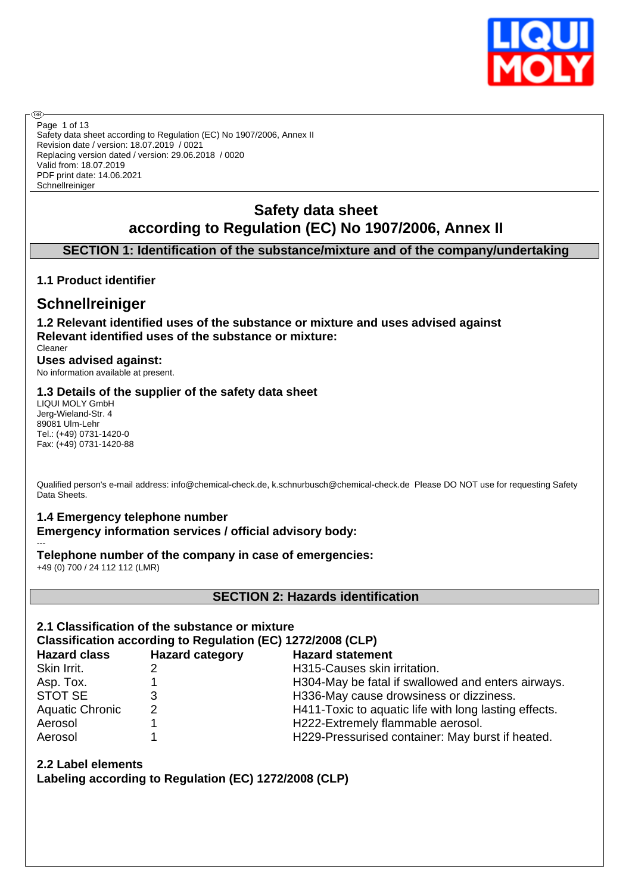Page 1 of 13
Safety data sheet according to Regulation (EC) No 1907/2006, Annex II
Revision date / version: 18.07.2019 / 0021
Replacing version dated / version: 29.06.2018 / 0020
Valid from: 18.07.2019
PDF print date: 14.06.2021
Schnellreiniger

# Safety data sheet according to Regulation (EC) No 1907/2006, Annex II

## SECTION 1: Identification of the substance/mixture and of the company/undertaking

### 1.1 Product identifier

# Schnellreiniger

### 1.2 Relevant identified uses of the substance or mixture and uses advised against

**Relevant identified uses of the substance or mixture:**

Cleaner

**Uses advised against:**

No information available at present.

### 1.3 Details of the supplier of the safety data sheet

LIQUI MOLY GmbH
Jerg-Wieland-Str. 4
89081 Ulm-Lehr
Tel.: (+49) 0731-1420-0
Fax: (+49) 0731-1420-88

Qualified person's e-mail address: info@chemical-check.de, k.schnurbusch@chemical-check.de Please DO NOT use for requesting Safety Data Sheets.

### 1.4 Emergency telephone number

**Emergency information services / official advisory body:**

---

**Telephone number of the company in case of emergencies:**

+49 (0) 700 / 24 112 112 (LMR)

## SECTION 2: Hazards identification

### 2.1 Classification of the substance or mixture

**Classification according to Regulation (EC) 1272/2008 (CLP)**

| Hazard class | Hazard category | Hazard statement |
| --- | --- | --- |
| Skin Irrit. | 2 | H315-Causes skin irritation. |
| Asp. Tox. | 1 | H304-May be fatal if swallowed and enters airways. |
| STOT SE | 3 | H336-May cause drowsiness or dizziness. |
| Aquatic Chronic | 2 | H411-Toxic to aquatic life with long lasting effects. |
| Aerosol | 1 | H222-Extremely flammable aerosol. |
| Aerosol | 1 | H229-Pressurised container: May burst if heated. |

### 2.2 Label elements

**Labeling according to Regulation (EC) 1272/2008 (CLP)**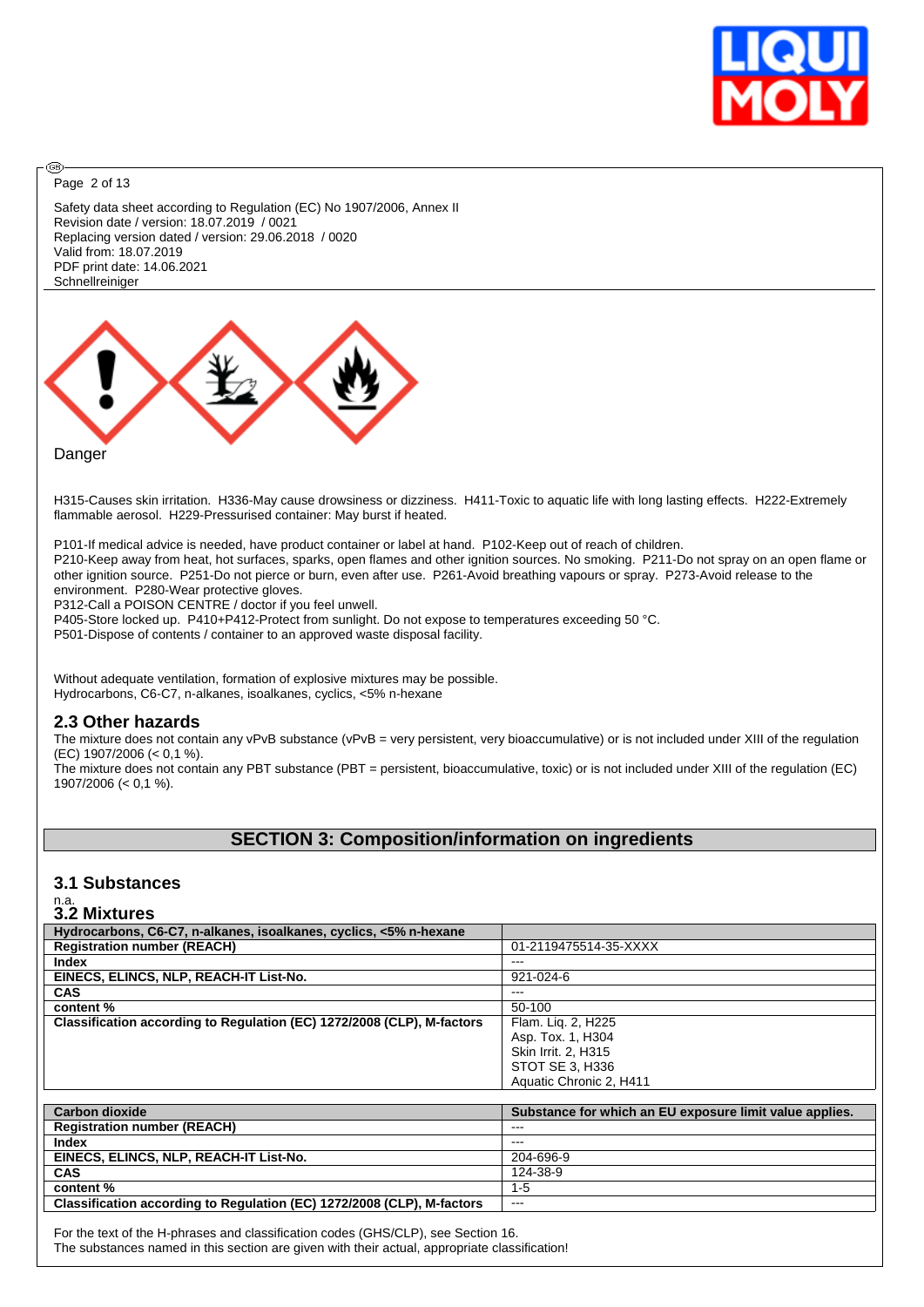Safety data sheet according to Regulation (EC) No 1907/2006, Annex II
Revision date / version: 18.07.2019 / 0021
Replacing version dated / version: 29.06.2018 / 0020
Valid from: 18.07.2019
PDF print date: 14.06.2021
Schnellreiniger

Danger

H315-Causes skin irritation. H336-May cause drowsiness or dizziness. H411-Toxic to aquatic life with long lasting effects. H222-Extremely flammable aerosol. H229-Pressurised container: May burst if heated.

P101-If medical advice is needed, have product container or label at hand. P102-Keep out of reach of children.
P210-Keep away from heat, hot surfaces, sparks, open flames and other ignition sources. No smoking. P211-Do not spray on an open flame or other ignition source. P251-Do not pierce or burn, even after use. P261-Avoid breathing vapours or spray. P273-Avoid release to the environment. P280-Wear protective gloves.
P312-Call a POISON CENTRE / doctor if you feel unwell.
P405-Store locked up. P410+P412-Protect from sunlight. Do not expose to temperatures exceeding 50 °C.
P501-Dispose of contents / container to an approved waste disposal facility.

Without adequate ventilation, formation of explosive mixtures may be possible.
Hydrocarbons, C6-C7, n-alkanes, isoalkanes, cyclics, <5% n-hexane

## 2.3 Other hazards

The mixture does not contain any vPvB substance (vPvB = very persistent, very bioaccumulative) or is not included under XIII of the regulation (EC) 1907/2006 (< 0,1 %).
The mixture does not contain any PBT substance (PBT = persistent, bioaccumulative, toxic) or is not included under XIII of the regulation (EC) 1907/2006 (< 0,1 %).

# SECTION 3: Composition/information on ingredients

## 3.1 Substances

n.a.

## 3.2 Mixtures

| Hydrocarbons, C6-C7, n-alkanes, isoalkanes, cyclics, <5% n-hexane | |
|---|---|
| **Registration number (REACH)** | 01-2119475514-35-XXXX |
| **Index** | --- |
| **EINECS, ELINCS, NLP, REACH-IT List-No.** | 921-024-6 |
| **CAS** | --- |
| **content %** | 50-100 |
| **Classification according to Regulation (EC) 1272/2008 (CLP), M-factors** | Flam. Liq. 2, H225<br>Asp. Tox. 1, H304<br>Skin Irrit. 2, H315<br>STOT SE 3, H336<br>Aquatic Chronic 2, H411 |

| Carbon dioxide | Substance for which an EU exposure limit value applies. |
|---|---|
| **Registration number (REACH)** | --- |
| **Index** | --- |
| **EINECS, ELINCS, NLP, REACH-IT List-No.** | 204-696-9 |
| **CAS** | 124-38-9 |
| **content %** | 1-5 |
| **Classification according to Regulation (EC) 1272/2008 (CLP), M-factors** | --- |

For the text of the H-phrases and classification codes (GHS/CLP), see Section 16.
The substances named in this section are given with their actual, appropriate classification!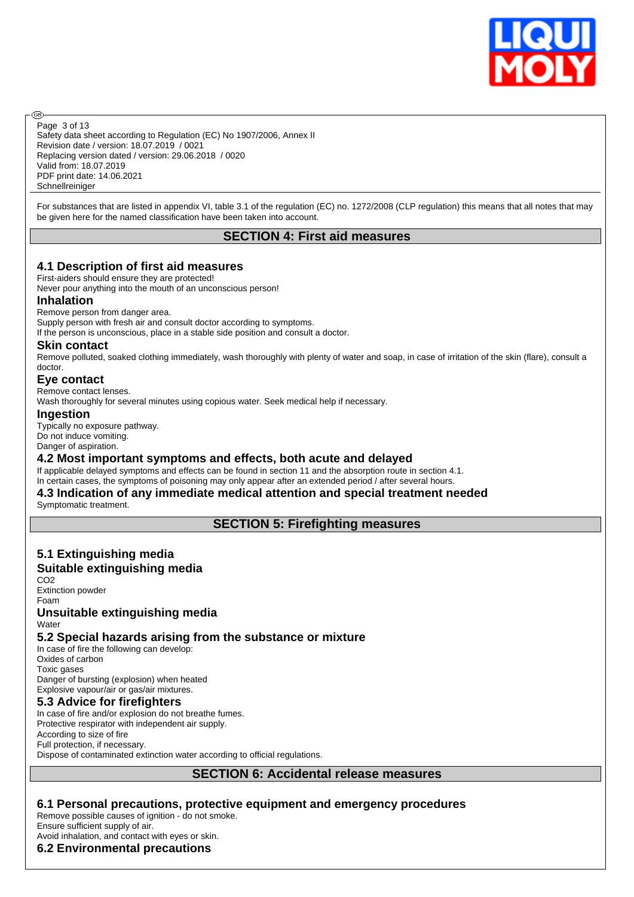For substances that are listed in appendix VI, table 3.1 of the regulation (EC) no. 1272/2008 (CLP regulation) this means that all notes that may be given here for the named classification have been taken into account.

## SECTION 4: First aid measures

### 4.1 Description of first aid measures

First-aiders should ensure they are protected!
Never pour anything into the mouth of an unconscious person!

#### Inhalation

Remove person from danger area.
Supply person with fresh air and consult doctor according to symptoms.
If the person is unconscious, place in a stable side position and consult a doctor.

#### Skin contact

Remove polluted, soaked clothing immediately, wash thoroughly with plenty of water and soap, in case of irritation of the skin (flare), consult a doctor.

#### Eye contact

Remove contact lenses.
Wash thoroughly for several minutes using copious water. Seek medical help if necessary.

#### Ingestion

Typically no exposure pathway.
Do not induce vomiting.
Danger of aspiration.

### 4.2 Most important symptoms and effects, both acute and delayed

If applicable delayed symptoms and effects can be found in section 11 and the absorption route in section 4.1.
In certain cases, the symptoms of poisoning may only appear after an extended period / after several hours.

### 4.3 Indication of any immediate medical attention and special treatment needed

Symptomatic treatment.

## SECTION 5: Firefighting measures

### 5.1 Extinguishing media

#### Suitable extinguishing media

$CO_2$
Extinction powder
Foam

#### Unsuitable extinguishing media

Water

### 5.2 Special hazards arising from the substance or mixture

In case of fire the following can develop:
Oxides of carbon
Toxic gases
Danger of bursting (explosion) when heated
Explosive vapour/air or gas/air mixtures.

### 5.3 Advice for firefighters

In case of fire and/or explosion do not breathe fumes.
Protective respirator with independent air supply.
According to size of fire
Full protection, if necessary.
Dispose of contaminated extinction water according to official regulations.

## SECTION 6: Accidental release measures

### 6.1 Personal precautions, protective equipment and emergency procedures

Remove possible causes of ignition - do not smoke.
Ensure sufficient supply of air.
Avoid inhalation, and contact with eyes or skin.

### 6.2 Environmental precautions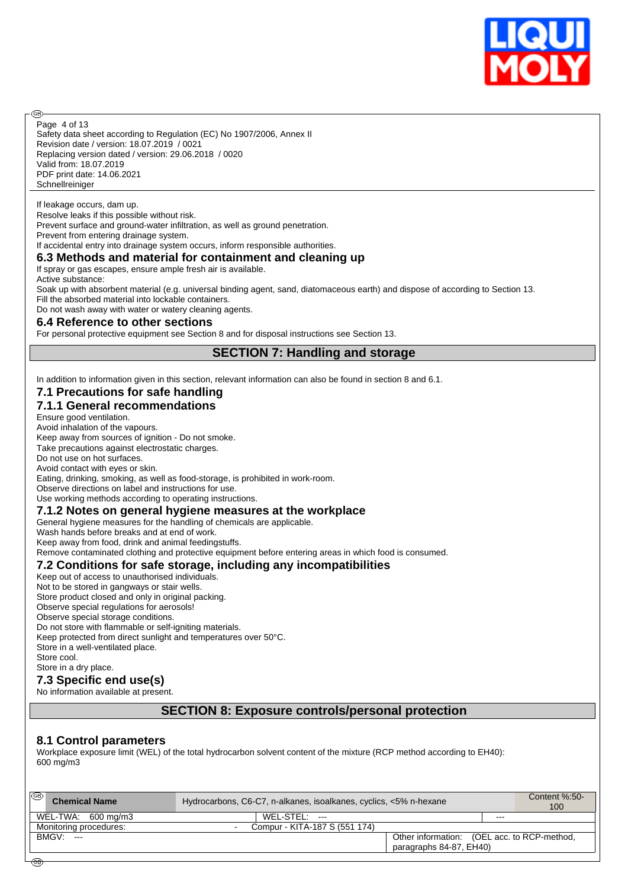If leakage occurs, dam up.
Resolve leaks if this possible without risk.
Prevent surface and ground-water infiltration, as well as ground penetration.
Prevent from entering drainage system.
If accidental entry into drainage system occurs, inform responsible authorities.

### 6.3 Methods and material for containment and cleaning up

If spray or gas escapes, ensure ample fresh air is available.
Active substance:
Soak up with absorbent material (e.g. universal binding agent, sand, diatomaceous earth) and dispose of according to Section 13.
Fill the absorbed material into lockable containers.
Do not wash away with water or watery cleaning agents.

### 6.4 Reference to other sections

For personal protective equipment see Section 8 and for disposal instructions see Section 13.

## SECTION 7: Handling and storage

In addition to information given in this section, relevant information can also be found in section 8 and 6.1.

### 7.1 Precautions for safe handling

### 7.1.1 General recommendations

Ensure good ventilation.
Avoid inhalation of the vapours.
Keep away from sources of ignition - Do not smoke.
Take precautions against electrostatic charges.
Do not use on hot surfaces.
Avoid contact with eyes or skin.
Eating, drinking, smoking, as well as food-storage, is prohibited in work-room.
Observe directions on label and instructions for use.
Use working methods according to operating instructions.

### 7.1.2 Notes on general hygiene measures at the workplace

General hygiene measures for the handling of chemicals are applicable.
Wash hands before breaks and at end of work.
Keep away from food, drink and animal feedingstuffs.
Remove contaminated clothing and protective equipment before entering areas in which food is consumed.

### 7.2 Conditions for safe storage, including any incompatibilities

Keep out of access to unauthorised individuals.
Not to be stored in gangways or stair wells.
Store product closed and only in original packing.
Observe special regulations for aerosols!
Observe special storage conditions.
Do not store with flammable or self-igniting materials.
Keep protected from direct sunlight and temperatures over 50°C.
Store in a well-ventilated place.
Store cool.
Store in a dry place.

### 7.3 Specific end use(s)

No information available at present.

## SECTION 8: Exposure controls/personal protection

### 8.1 Control parameters

Workplace exposure limit (WEL) of the total hydrocarbon solvent content of the mixture (RCP method according to EH40): 600 mg/m3

| **Chemical Name** | Hydrocarbons, C6-C7, n-alkanes, isoalkanes, cyclics, <5% n-hexane | | Content %:50-100 |
|---|---|---|---|
| WEL-TWA: 600 mg/m3 | WEL-STEL: --- | --- | |
| Monitoring procedures: | - Compur - KITA-187 S (551 174) | | |
| BMGV: --- | | Other information: (OEL acc. to RCP-method, paragraphs 84-87, EH40) | |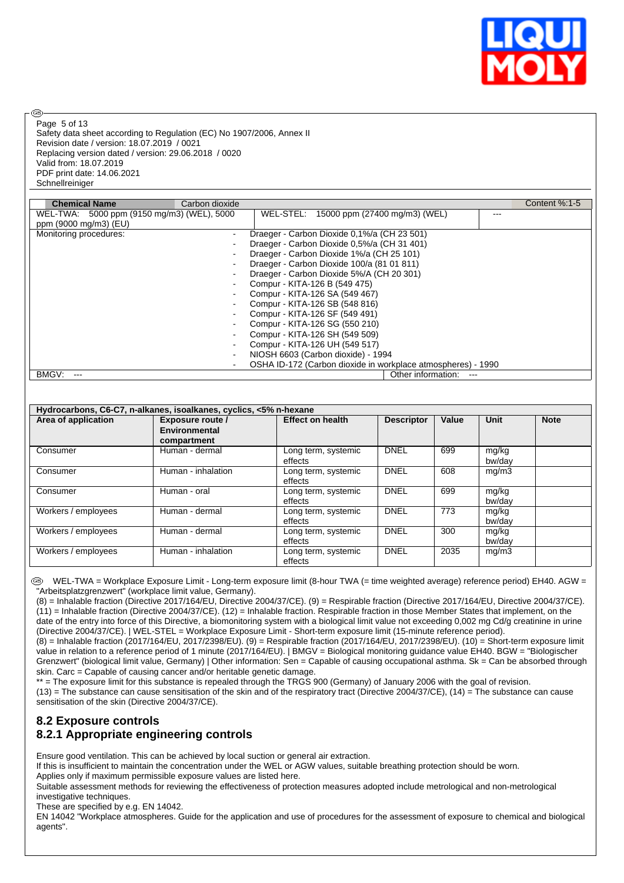| Chemical Name | Carbon dioxide | | Content %:1-5 |
|---|---|---|---|
| WEL-TWA: 5000 ppm (9150 mg/m3) (WEL), 5000 ppm (9000 mg/m3) (EU) | WEL-STEL: 15000 ppm (27400 mg/m3) (WEL) | --- | |
| Monitoring procedures: | - Draeger - Carbon Dioxide 0,1%/a (CH 23 501)<br>- Draeger - Carbon Dioxide 0,5%/a (CH 31 401)<br>- Draeger - Carbon Dioxide 1%/a (CH 25 101)<br>- Draeger - Carbon Dioxide 100/a (81 01 811)<br>- Draeger - Carbon Dioxide 5%/A (CH 20 301)<br>- Compur - KITA-126 B (549 475)<br>- Compur - KITA-126 SA (549 467)<br>- Compur - KITA-126 SB (548 816)<br>- Compur - KITA-126 SF (549 491)<br>- Compur - KITA-126 SG (550 210)<br>- Compur - KITA-126 SH (549 509)<br>- Compur - KITA-126 UH (549 517)<br>- NIOSH 6603 (Carbon dioxide) - 1994<br>- OSHA ID-172 (Carbon dioxide in workplace atmospheres) - 1990 | | |
| BMGV: --- | Other information: --- | | |

| Hydrocarbons, C6-C7, n-alkanes, isoalkanes, cyclics, <5% n-hexane | | | | | | |
|---|---|---|---|---|---|---|
| **Area of application** | **Exposure route / Environmental compartment** | **Effect on health** | **Descriptor** | **Value** | **Unit** | **Note** |
| Consumer | Human - dermal | Long term, systemic effects | DNEL | 699 | mg/kg bw/day | |
| Consumer | Human - inhalation | Long term, systemic effects | DNEL | 608 | mg/m3 | |
| Consumer | Human - oral | Long term, systemic effects | DNEL | 699 | mg/kg bw/day | |
| Workers / employees | Human - dermal | Long term, systemic effects | DNEL | 773 | mg/kg bw/day | |
| Workers / employees | Human - dermal | Long term, systemic effects | DNEL | 300 | mg/kg bw/day | |
| Workers / employees | Human - inhalation | Long term, systemic effects | DNEL | 2035 | mg/m3 | |

WEL-TWA = Workplace Exposure Limit - Long-term exposure limit (8-hour TWA (= time weighted average) reference period) EH40. AGW = "Arbeitsplatzgrenzwert" (workplace limit value, Germany).
(8) = Inhalable fraction (Directive 2017/164/EU, Directive 2004/37/CE). (9) = Respirable fraction (Directive 2017/164/EU, Directive 2004/37/CE). (11) = Inhalable fraction (Directive 2004/37/CE). (12) = Inhalable fraction. Respirable fraction in those Member States that implement, on the date of the entry into force of this Directive, a biomonitoring system with a biological limit value not exceeding 0,002 mg Cd/g creatinine in urine (Directive 2004/37/CE). | WEL-STEL = Workplace Exposure Limit - Short-term exposure limit (15-minute reference period).
(8) = Inhalable fraction (2017/164/EU, 2017/2398/EU). (9) = Respirable fraction (2017/164/EU, 2017/2398/EU). (10) = Short-term exposure limit value in relation to a reference period of 1 minute (2017/164/EU). | BMGV = Biological monitoring guidance value EH40. BGW = "Biologischer Grenzwert" (biological limit value, Germany) | Other information: Sen = Capable of causing occupational asthma. Sk = Can be absorbed through skin. Carc = Capable of causing cancer and/or heritable genetic damage.
** = The exposure limit for this substance is repealed through the TRGS 900 (Germany) of January 2006 with the goal of revision.
(13) = The substance can cause sensitisation of the skin and of the respiratory tract (Directive 2004/37/CE), (14) = The substance can cause sensitisation of the skin (Directive 2004/37/CE).

## 8.2 Exposure controls
## 8.2.1 Appropriate engineering controls

Ensure good ventilation. This can be achieved by local suction or general air extraction.
If this is insufficient to maintain the concentration under the WEL or AGW values, suitable breathing protection should be worn.
Applies only if maximum permissible exposure values are listed here.
Suitable assessment methods for reviewing the effectiveness of protection measures adopted include metrological and non-metrological investigative techniques.
These are specified by e.g. EN 14042.
EN 14042 "Workplace atmospheres. Guide for the application and use of procedures for the assessment of exposure to chemical and biological agents".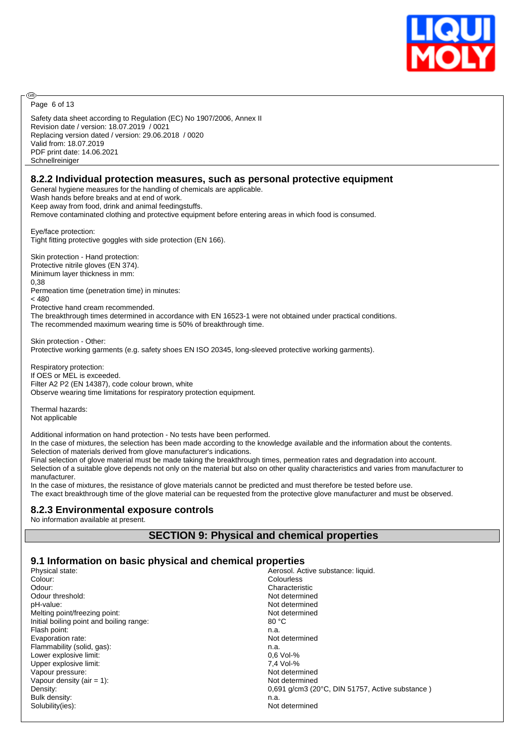## 8.2.2 Individual protection measures, such as personal protective equipment

General hygiene measures for the handling of chemicals are applicable.
Wash hands before breaks and at end of work.
Keep away from food, drink and animal feedingstuffs.
Remove contaminated clothing and protective equipment before entering areas in which food is consumed.

Eye/face protection:
Tight fitting protective goggles with side protection (EN 166).

Skin protection - Hand protection:
Protective nitrile gloves (EN 374).
Minimum layer thickness in mm:
0,38
Permeation time (penetration time) in minutes:
< 480
Protective hand cream recommended.
The breakthrough times determined in accordance with EN 16523-1 were not obtained under practical conditions.
The recommended maximum wearing time is 50% of breakthrough time.

Skin protection - Other:
Protective working garments (e.g. safety shoes EN ISO 20345, long-sleeved protective working garments).

Respiratory protection:
If OES or MEL is exceeded.
Filter A2 P2 (EN 14387), code colour brown, white
Observe wearing time limitations for respiratory protection equipment.

Thermal hazards:
Not applicable

Additional information on hand protection - No tests have been performed.
In the case of mixtures, the selection has been made according to the knowledge available and the information about the contents.
Selection of materials derived from glove manufacturer's indications.
Final selection of glove material must be made taking the breakthrough times, permeation rates and degradation into account.
Selection of a suitable glove depends not only on the material but also on other quality characteristics and varies from manufacturer to manufacturer.
In the case of mixtures, the resistance of glove materials cannot be predicted and must therefore be tested before use.
The exact breakthrough time of the glove material can be requested from the protective glove manufacturer and must be observed.

## 8.2.3 Environmental exposure controls

No information available at present.

# SECTION 9: Physical and chemical properties

## 9.1 Information on basic physical and chemical properties

| | |
|---|---|
| Physical state: | Aerosol. Active substance: liquid. |
| Colour: | Colourless |
| Odour: | Characteristic |
| Odour threshold: | Not determined |
| pH-value: | Not determined |
| Melting point/freezing point: | Not determined |
| Initial boiling point and boiling range: | 80 °C |
| Flash point: | n.a. |
| Evaporation rate: | Not determined |
| Flammability (solid, gas): | n.a. |
| Lower explosive limit: | 0,6 Vol-% |
| Upper explosive limit: | 7,4 Vol-% |
| Vapour pressure: | Not determined |
| Vapour density (air = 1): | Not determined |
| Density: | 0,691 g/cm3 (20°C, DIN 51757, Active substance ) |
| Bulk density: | n.a. |
| Solubility(ies): | Not determined |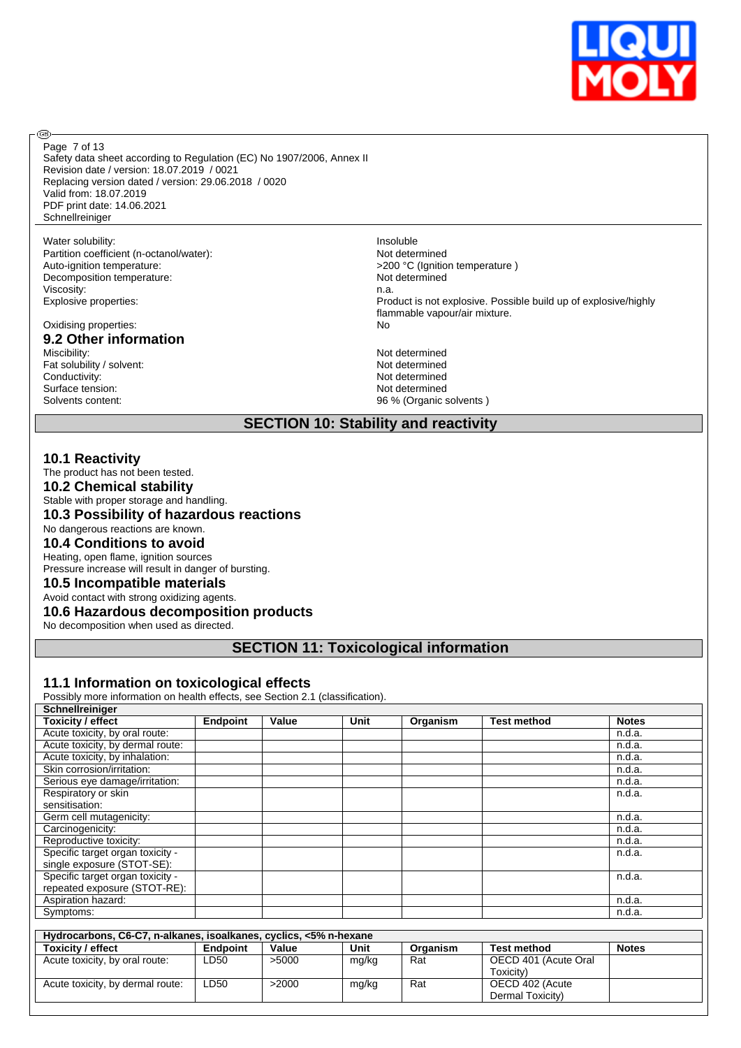| | |
|---|---|
| Water solubility: | Insoluble |
| Partition coefficient (n-octanol/water): | Not determined |
| Auto-ignition temperature: | >200 °C (Ignition temperature ) |
| Decomposition temperature: | Not determined |
| Viscosity: | n.a. |
| Explosive properties: | Product is not explosive. Possible build up of explosive/highly flammable vapour/air mixture. |
| Oxidising properties: | No |

### 9.2 Other information

| | |
|---|---|
| Miscibility: | Not determined |
| Fat solubility / solvent: | Not determined |
| Conductivity: | Not determined |
| Surface tension: | Not determined |
| Solvents content: | 96 % (Organic solvents ) |

## SECTION 10: Stability and reactivity

### 10.1 Reactivity
The product has not been tested.

### 10.2 Chemical stability
Stable with proper storage and handling.

### 10.3 Possibility of hazardous reactions
No dangerous reactions are known.

### 10.4 Conditions to avoid
Heating, open flame, ignition sources
Pressure increase will result in danger of bursting.

### 10.5 Incompatible materials
Avoid contact with strong oxidizing agents.

### 10.6 Hazardous decomposition products
No decomposition when used as directed.

## SECTION 11: Toxicological information

### 11.1 Information on toxicological effects
Possibly more information on health effects, see Section 2.1 (classification).

**Schnellreiniger**

| Toxicity / effect | Endpoint | Value | Unit | Organism | Test method | Notes |
|---|---|---|---|---|---|---|
| Acute toxicity, by oral route: | | | | | | n.d.a. |
| Acute toxicity, by dermal route: | | | | | | n.d.a. |
| Acute toxicity, by inhalation: | | | | | | n.d.a. |
| Skin corrosion/irritation: | | | | | | n.d.a. |
| Serious eye damage/irritation: | | | | | | n.d.a. |
| Respiratory or skin sensitisation: | | | | | | n.d.a. |
| Germ cell mutagenicity: | | | | | | n.d.a. |
| Carcinogenicity: | | | | | | n.d.a. |
| Reproductive toxicity: | | | | | | n.d.a. |
| Specific target organ toxicity - single exposure (STOT-SE): | | | | | | n.d.a. |
| Specific target organ toxicity - repeated exposure (STOT-RE): | | | | | | n.d.a. |
| Aspiration hazard: | | | | | | n.d.a. |
| Symptoms: | | | | | | n.d.a. |

**Hydrocarbons, C6-C7, n-alkanes, isoalkanes, cyclics, <5% n-hexane**

| Toxicity / effect | Endpoint | Value | Unit | Organism | Test method | Notes |
|---|---|---|---|---|---|---|
| Acute toxicity, by oral route: | LD50 | >5000 | mg/kg | Rat | OECD 401 (Acute Oral Toxicity) | |
| Acute toxicity, by dermal route: | LD50 | >2000 | mg/kg | Rat | OECD 402 (Acute Dermal Toxicity) | |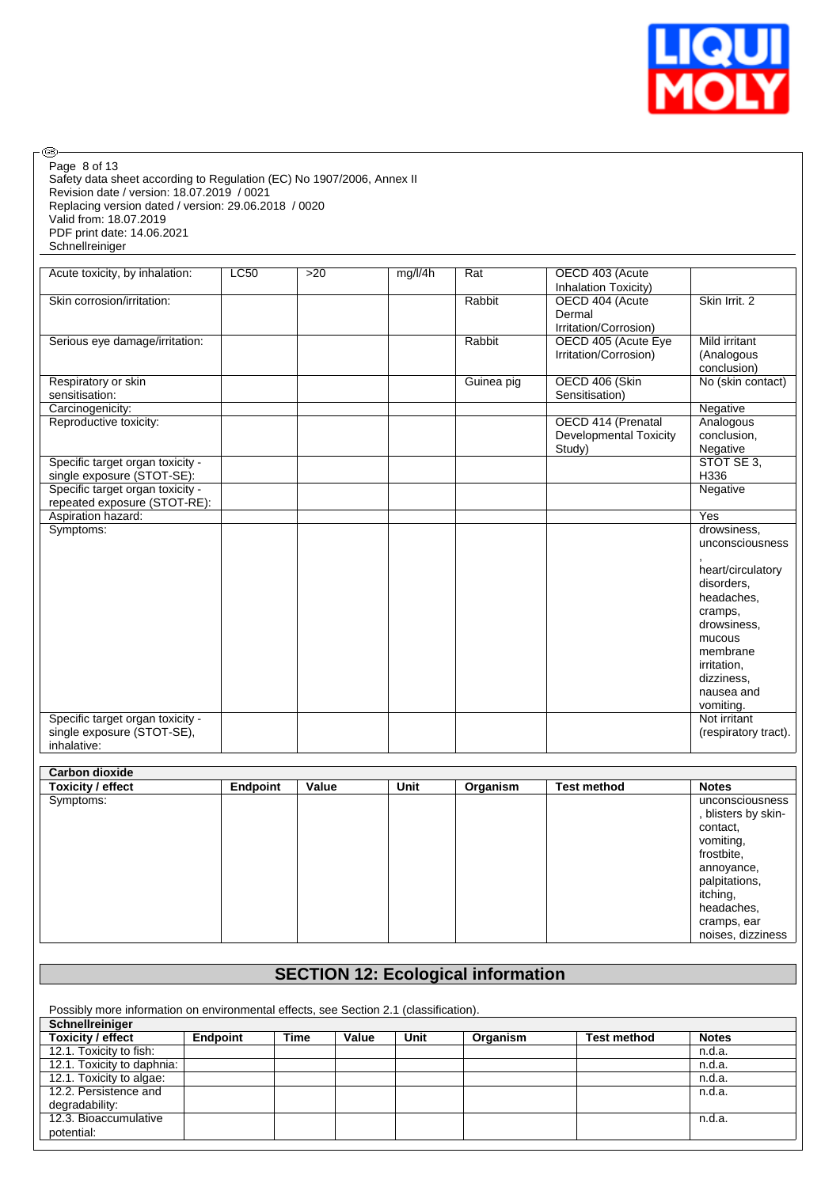| | | | | | | |
|---|---|---|---|---|---|---|
| Acute toxicity, by inhalation: | LC50 | >20 | mg/l/4h | Rat | OECD 403 (Acute Inhalation Toxicity) | |
| Skin corrosion/irritation: | | | | Rabbit | OECD 404 (Acute Dermal Irritation/Corrosion) | Skin Irrit. 2 |
| Serious eye damage/irritation: | | | | Rabbit | OECD 405 (Acute Eye Irritation/Corrosion) | Mild irritant (Analogous conclusion) |
| Respiratory or skin sensitisation: | | | | Guinea pig | OECD 406 (Skin Sensitisation) | No (skin contact) |
| Carcinogenicity: | | | | | | Negative |
| Reproductive toxicity: | | | | | OECD 414 (Prenatal Developmental Toxicity Study) | Analogous conclusion, Negative |
| Specific target organ toxicity - single exposure (STOT-SE): | | | | | | STOT SE 3, H336 |
| Specific target organ toxicity - repeated exposure (STOT-RE): | | | | | | Negative |
| Aspiration hazard: | | | | | | Yes |
| Symptoms: | | | | | | drowsiness, unconsciousness, heart/circulatory disorders, headaches, cramps, drowsiness, mucous membrane irritation, dizziness, nausea and vomiting. |
| Specific target organ toxicity - single exposure (STOT-SE), inhalative: | | | | | | Not irritant (respiratory tract). |

| Carbon dioxide | | | | | | |
|---|---|---|---|---|---|---|
| **Toxicity / effect** | **Endpoint** | **Value** | **Unit** | **Organism** | **Test method** | **Notes** |
| Symptoms: | | | | | | unconsciousness, blisters by skin-contact, vomiting, frostbite, annoyance, palpitations, itching, headaches, cramps, ear noises, dizziness |

## SECTION 12: Ecological information

Possibly more information on environmental effects, see Section 2.1 (classification).

| Schnellreiniger | | | | | | | |
|---|---|---|---|---|---|---|---|
| **Toxicity / effect** | **Endpoint** | **Time** | **Value** | **Unit** | **Organism** | **Test method** | **Notes** |
| 12.1. Toxicity to fish: | | | | | | | n.d.a. |
| 12.1. Toxicity to daphnia: | | | | | | | n.d.a. |
| 12.1. Toxicity to algae: | | | | | | | n.d.a. |
| 12.2. Persistence and degradability: | | | | | | | n.d.a. |
| 12.3. Bioaccumulative potential: | | | | | | | n.d.a. |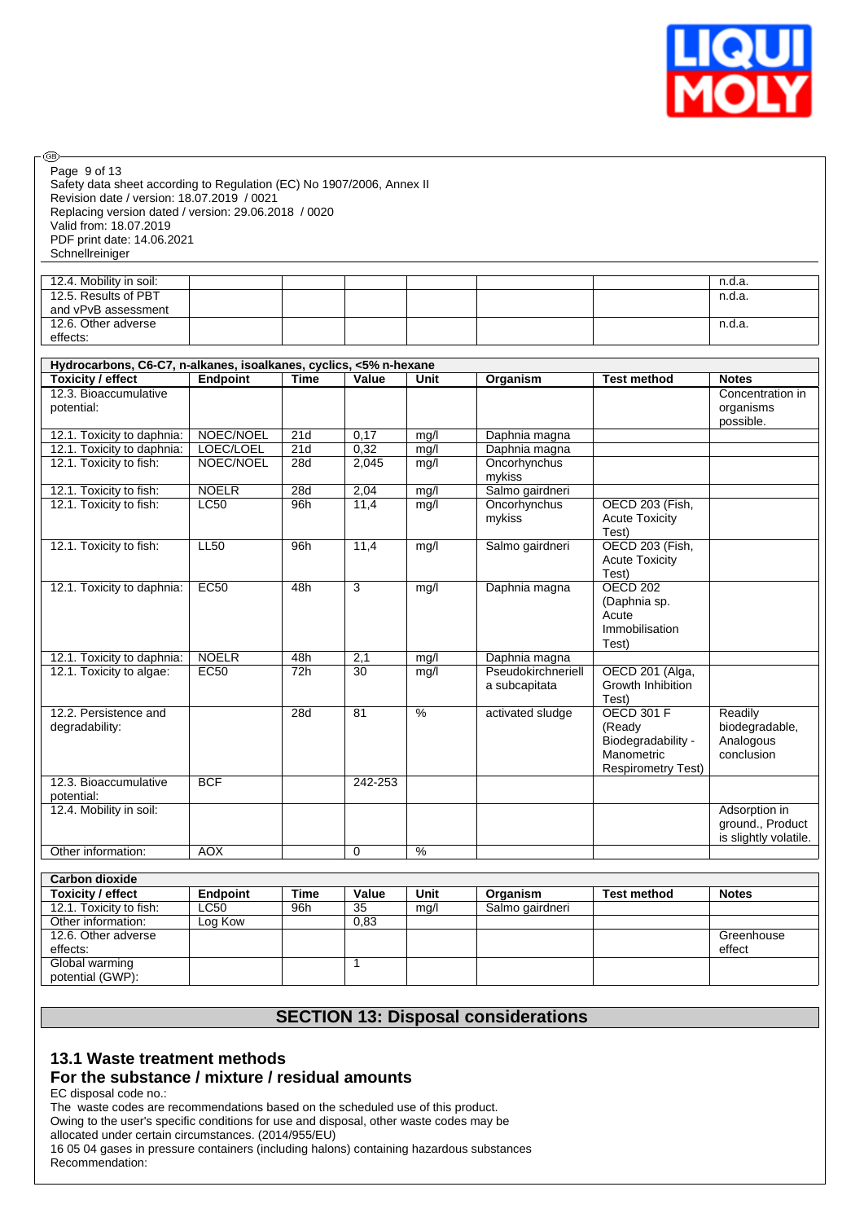| | | | | | | | |
|---|---|---|---|---|---|---|---|
| 12.4. Mobility in soil: | | | | | | | n.d.a. |
| 12.5. Results of PBT and vPvB assessment | | | | | | | n.d.a. |
| 12.6. Other adverse effects: | | | | | | | n.d.a. |

| Hydrocarbons, C6-C7, n-alkanes, isoalkanes, cyclics, <5% n-hexane | | | | | | | |
|---|---|---|---|---|---|---|---|
| **Toxicity / effect** | **Endpoint** | **Time** | **Value** | **Unit** | **Organism** | **Test method** | **Notes** |
| 12.3. Bioaccumulative potential: | | | | | | | Concentration in organisms possible. |
| 12.1. Toxicity to daphnia: | NOEC/NOEL | 21d | 0,17 | mg/l | Daphnia magna | | |
| 12.1. Toxicity to daphnia: | LOEC/LOEL | 21d | 0,32 | mg/l | Daphnia magna | | |
| 12.1. Toxicity to fish: | NOEC/NOEL | 28d | 2,045 | mg/l | Oncorhynchus mykiss | | |
| 12.1. Toxicity to fish: | NOELR | 28d | 2,04 | mg/l | Salmo gairdneri | | |
| 12.1. Toxicity to fish: | LC50 | 96h | 11,4 | mg/l | Oncorhynchus mykiss | OECD 203 (Fish, Acute Toxicity Test) | |
| 12.1. Toxicity to fish: | LL50 | 96h | 11,4 | mg/l | Salmo gairdneri | OECD 203 (Fish, Acute Toxicity Test) | |
| 12.1. Toxicity to daphnia: | EC50 | 48h | 3 | mg/l | Daphnia magna | OECD 202 (Daphnia sp. Acute Immobilisation Test) | |
| 12.1. Toxicity to daphnia: | NOELR | 48h | 2,1 | mg/l | Daphnia magna | | |
| 12.1. Toxicity to algae: | EC50 | 72h | 30 | mg/l | Pseudokirchneriella subcapitata | OECD 201 (Alga, Growth Inhibition Test) | |
| 12.2. Persistence and degradability: | | 28d | 81 | % | activated sludge | OECD 301 F (Ready Biodegradability - Manometric Respirometry Test) | Readily biodegradable, Analogous conclusion |
| 12.3. Bioaccumulative potential: | BCF | | 242-253 | | | | |
| 12.4. Mobility in soil: | | | | | | | Adsorption in ground., Product is slightly volatile. |
| Other information: | AOX | | 0 | % | | | |

| Carbon dioxide | | | | | | | |
|---|---|---|---|---|---|---|---|
| **Toxicity / effect** | **Endpoint** | **Time** | **Value** | **Unit** | **Organism** | **Test method** | **Notes** |
| 12.1. Toxicity to fish: | LC50 | 96h | 35 | mg/l | Salmo gairdneri | | |
| Other information: | Log Kow | | 0,83 | | | | |
| 12.6. Other adverse effects: | | | | | | | Greenhouse effect |
| Global warming potential (GWP): | | | 1 | | | | |

# SECTION 13: Disposal considerations

## 13.1 Waste treatment methods

## For the substance / mixture / residual amounts

EC disposal code no.:
The waste codes are recommendations based on the scheduled use of this product.
Owing to the user's specific conditions for use and disposal, other waste codes may be allocated under certain circumstances. (2014/955/EU)
16 05 04 gases in pressure containers (including halons) containing hazardous substances
Recommendation: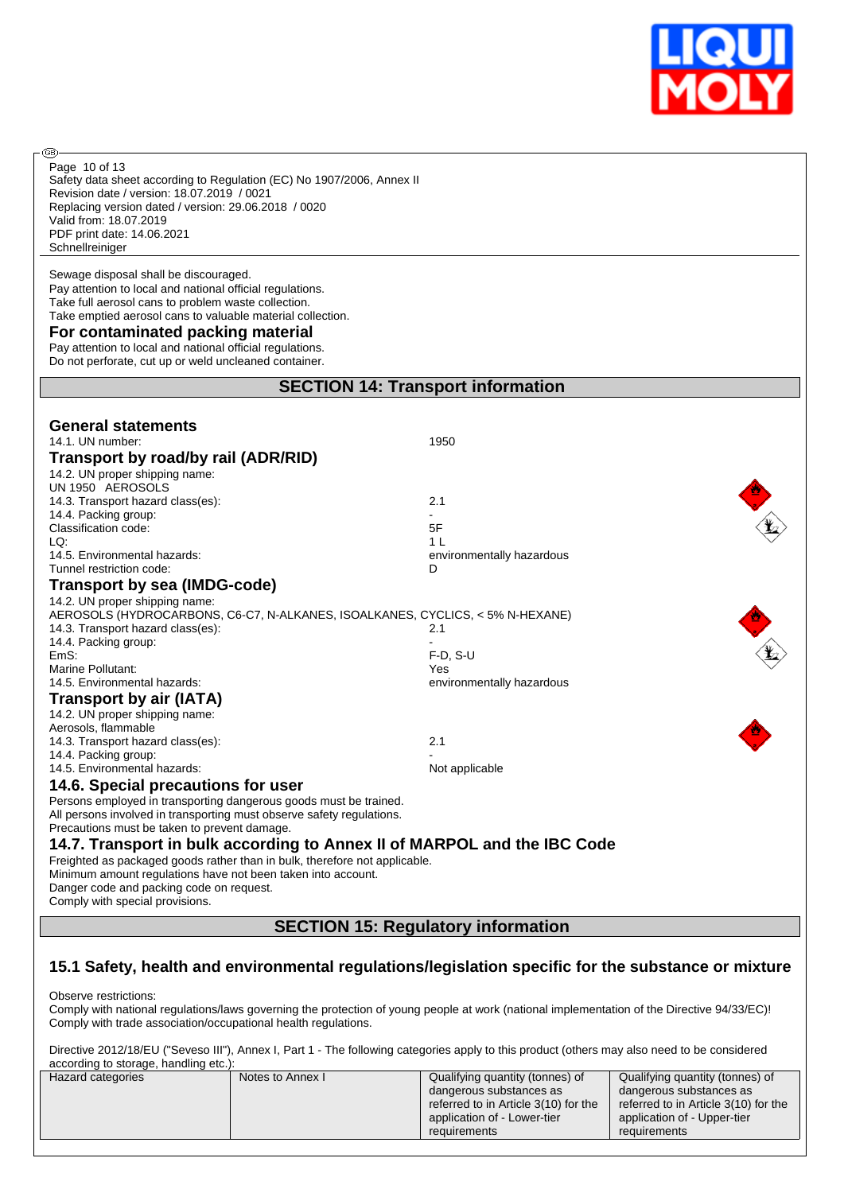Sewage disposal shall be discouraged.
Pay attention to local and national official regulations.
Take full aerosol cans to problem waste collection.
Take emptied aerosol cans to valuable material collection.

### For contaminated packing material

Pay attention to local and national official regulations.
Do not perforate, cut up or weld uncleaned container.

## SECTION 14: Transport information

### General statements

14.1. UN number: 1950

### Transport by road/by rail (ADR/RID)

14.2. UN proper shipping name:
UN 1950 AEROSOLS
14.3. Transport hazard class(es): 2.1
14.4. Packing group: -
Classification code: 5F
LQ: 1 L
14.5. Environmental hazards: environmentally hazardous
Tunnel restriction code: D

### Transport by sea (IMDG-code)

14.2. UN proper shipping name:
AEROSOLS (HYDROCARBONS, C6-C7, N-ALKANES, ISOALKANES, CYCLICS, < 5% N-HEXANE)
14.3. Transport hazard class(es): 2.1
14.4. Packing group: -
EmS: F-D, S-U
Marine Pollutant: Yes
14.5. Environmental hazards: environmentally hazardous

### Transport by air (IATA)

14.2. UN proper shipping name:
Aerosols, flammable
14.3. Transport hazard class(es): 2.1
14.4. Packing group: -
14.5. Environmental hazards: Not applicable

### 14.6. Special precautions for user

Persons employed in transporting dangerous goods must be trained.
All persons involved in transporting must observe safety regulations.
Precautions must be taken to prevent damage.

### 14.7. Transport in bulk according to Annex II of MARPOL and the IBC Code

Freighted as packaged goods rather than in bulk, therefore not applicable.
Minimum amount regulations have not been taken into account.
Danger code and packing code on request.
Comply with special provisions.

## SECTION 15: Regulatory information

### 15.1 Safety, health and environmental regulations/legislation specific for the substance or mixture

Observe restrictions:
Comply with national regulations/laws governing the protection of young people at work (national implementation of the Directive 94/33/EC)!
Comply with trade association/occupational health regulations.

Directive 2012/18/EU ("Seveso III"), Annex I, Part 1 - The following categories apply to this product (others may also need to be considered according to storage, handling etc.):

| Hazard categories | Notes to Annex I | Qualifying quantity (tonnes) of dangerous substances as referred to in Article 3(10) for the application of - Lower-tier requirements | Qualifying quantity (tonnes) of dangerous substances as referred to in Article 3(10) for the application of - Upper-tier requirements |
|---|---|---|---|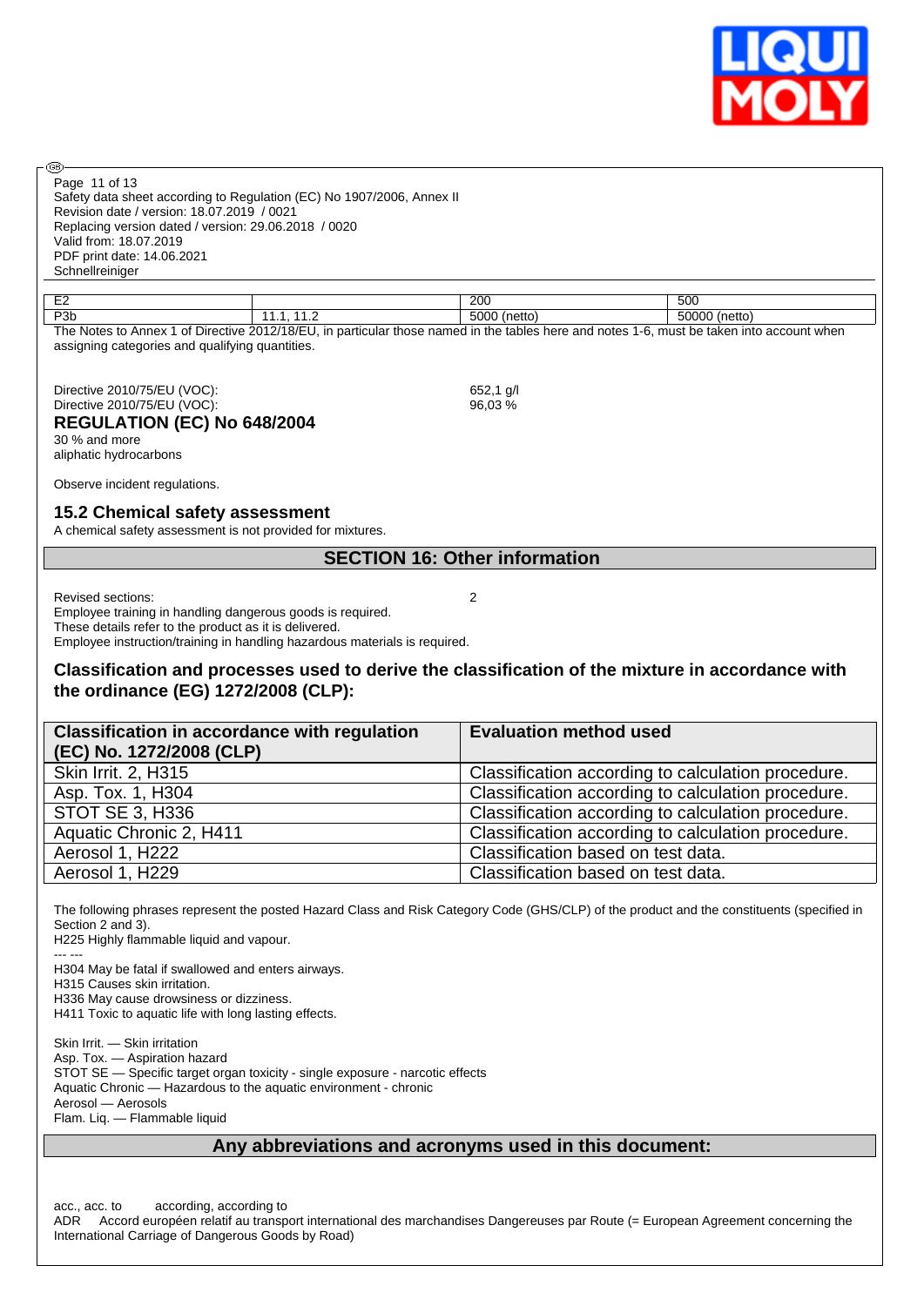| E2 | | 200 | 500 |
|---|---|---|---|
| P3b | 11.1, 11.2 | 5000 (netto) | 50000 (netto) |

The Notes to Annex 1 of Directive 2012/18/EU, in particular those named in the tables here and notes 1-6, must be taken into account when assigning categories and qualifying quantities.

Directive 2010/75/EU (VOC): 652,1 g/l
Directive 2010/75/EU (VOC): 96,03 %

### REGULATION (EC) No 648/2004

30 % and more
aliphatic hydrocarbons

Observe incident regulations.

### 15.2 Chemical safety assessment

A chemical safety assessment is not provided for mixtures.

## SECTION 16: Other information

Revised sections: 2

Employee training in handling dangerous goods is required.
These details refer to the product as it is delivered.
Employee instruction/training in handling hazardous materials is required.

### Classification and processes used to derive the classification of the mixture in accordance with the ordinance (EG) 1272/2008 (CLP):

| Classification in accordance with regulation (EC) No. 1272/2008 (CLP) | Evaluation method used |
|---|---|
| Skin Irrit. 2, H315 | Classification according to calculation procedure. |
| Asp. Tox. 1, H304 | Classification according to calculation procedure. |
| STOT SE 3, H336 | Classification according to calculation procedure. |
| Aquatic Chronic 2, H411 | Classification according to calculation procedure. |
| Aerosol 1, H222 | Classification based on test data. |
| Aerosol 1, H229 | Classification based on test data. |

The following phrases represent the posted Hazard Class and Risk Category Code (GHS/CLP) of the product and the constituents (specified in Section 2 and 3).

H225 Highly flammable liquid and vapour.

--- ---

H304 May be fatal if swallowed and enters airways.
H315 Causes skin irritation.
H336 May cause drowsiness or dizziness.
H411 Toxic to aquatic life with long lasting effects.

Skin Irrit. — Skin irritation
Asp. Tox. — Aspiration hazard
STOT SE — Specific target organ toxicity - single exposure - narcotic effects
Aquatic Chronic — Hazardous to the aquatic environment - chronic
Aerosol — Aerosols
Flam. Liq. — Flammable liquid

## Any abbreviations and acronyms used in this document:

acc., acc. to according, according to
ADR Accord européen relatif au transport international des marchandises Dangereuses par Route (= European Agreement concerning the International Carriage of Dangerous Goods by Road)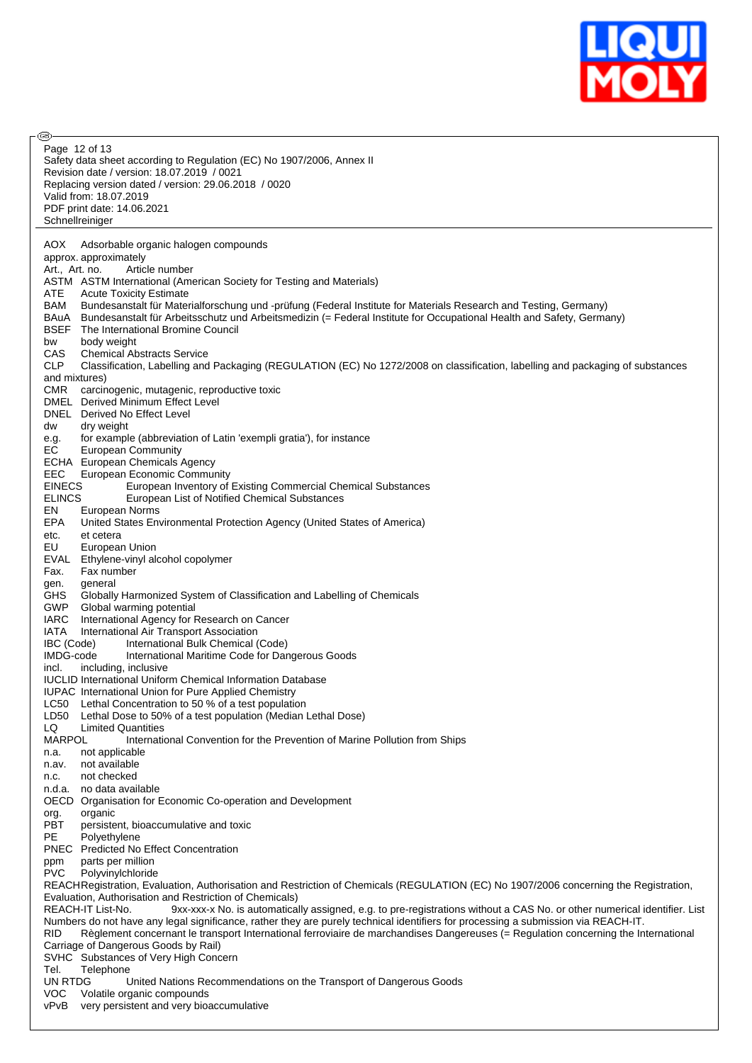Safety data sheet according to Regulation (EC) No 1907/2006, Annex II
Revision date / version: 18.07.2019 / 0021
Replacing version dated / version: 29.06.2018 / 0020
Valid from: 18.07.2019
PDF print date: 14.06.2021
Schnellreiniger

AOX Adsorbable organic halogen compounds
approx. approximately
Art., Art. no. Article number
ASTM ASTM International (American Society for Testing and Materials)
ATE Acute Toxicity Estimate
BAM Bundesanstalt für Materialforschung und -prüfung (Federal Institute for Materials Research and Testing, Germany)
BAuA Bundesanstalt für Arbeitsschutz und Arbeitsmedizin (= Federal Institute for Occupational Health and Safety, Germany)
BSEF The International Bromine Council
bw body weight
CAS Chemical Abstracts Service
CLP Classification, Labelling and Packaging (REGULATION (EC) No 1272/2008 on classification, labelling and packaging of substances and mixtures)
CMR carcinogenic, mutagenic, reproductive toxic
DMEL Derived Minimum Effect Level
DNEL Derived No Effect Level
dw dry weight
e.g. for example (abbreviation of Latin 'exempli gratia'), for instance
EC European Community
ECHA European Chemicals Agency
EEC European Economic Community
EINECS European Inventory of Existing Commercial Chemical Substances
ELINCS European List of Notified Chemical Substances
EN European Norms
EPA United States Environmental Protection Agency (United States of America)
etc. et cetera
EU European Union
EVAL Ethylene-vinyl alcohol copolymer
Fax. Fax number
gen. general
GHS Globally Harmonized System of Classification and Labelling of Chemicals
GWP Global warming potential
IARC International Agency for Research on Cancer
IATA International Air Transport Association
IBC (Code) International Bulk Chemical (Code)
IMDG-code International Maritime Code for Dangerous Goods
incl. including, inclusive
IUCLID International Uniform Chemical Information Database
IUPAC International Union for Pure Applied Chemistry
LC50 Lethal Concentration to 50 % of a test population
LD50 Lethal Dose to 50% of a test population (Median Lethal Dose)
LQ Limited Quantities
MARPOL International Convention for the Prevention of Marine Pollution from Ships
n.a. not applicable
n.av. not available
n.c. not checked
n.d.a. no data available
OECD Organisation for Economic Co-operation and Development
org. organic
PBT persistent, bioaccumulative and toxic
PE Polyethylene
PNEC Predicted No Effect Concentration
ppm parts per million
PVC Polyvinylchloride
REACH Registration, Evaluation, Authorisation and Restriction of Chemicals (REGULATION (EC) No 1907/2006 concerning the Registration, Evaluation, Authorisation and Restriction of Chemicals)
REACH-IT List-No. 9xx-xxx-x No. is automatically assigned, e.g. to pre-registrations without a CAS No. or other numerical identifier. List Numbers do not have any legal significance, rather they are purely technical identifiers for processing a submission via REACH-IT.
RID Règlement concernant le transport International ferroviaire de marchandises Dangereuses (= Regulation concerning the International Carriage of Dangerous Goods by Rail)
SVHC Substances of Very High Concern
Tel. Telephone
UN RTDG United Nations Recommendations on the Transport of Dangerous Goods
VOC Volatile organic compounds
vPvB very persistent and very bioaccumulative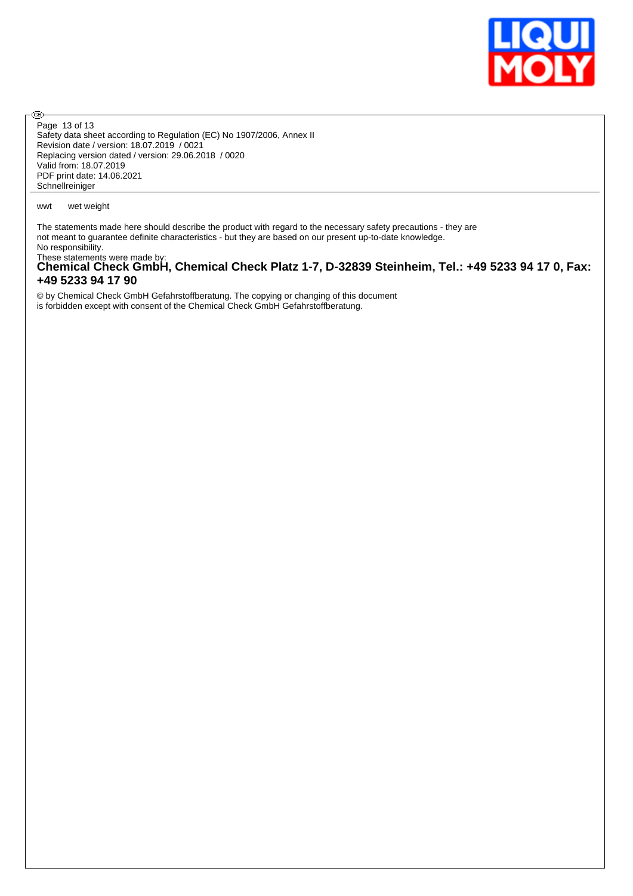wwt wet weight

The statements made here should describe the product with regard to the necessary safety precautions - they are not meant to guarantee definite characteristics - but they are based on our present up-to-date knowledge.
No responsibility.
These statements were made by:

**Chemical Check GmbH, Chemical Check Platz 1-7, D-32839 Steinheim, Tel.: +49 5233 94 17 0, Fax: +49 5233 94 17 90**

© by Chemical Check GmbH Gefahrstoffberatung. The copying or changing of this document is forbidden except with consent of the Chemical Check GmbH Gefahrstoffberatung.